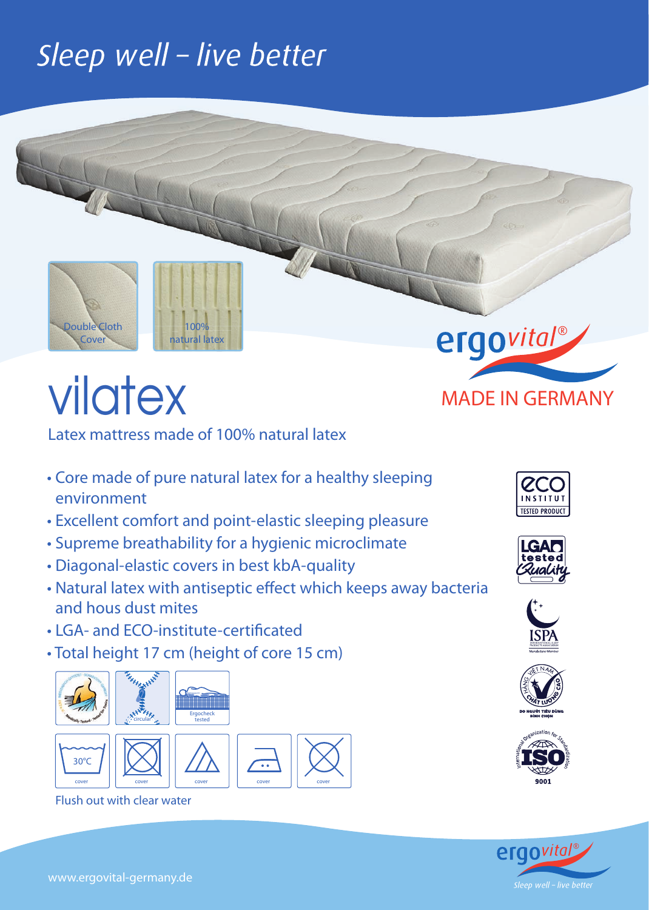# Sleep well – live better

Double Cloth Cover

100% natural latex

ergovital®

MADE IN GERMANY

# vilatex

## Latex mattress made of 100% natural latex

- Core made of pure natural latex for a healthy sleeping environment
- Excellent comfort and point-elastic sleeping pleasure
- Supreme breathability for a hygienic microclimate
- Diagonal-elastic covers in best kbA-quality
- Natural latex with antiseptic effect which keeps away bacteria and hous dust mites
- LGA- and ECO-institute-certificated
- Total height 17 cm (height of core 15 cm)

circular

Ergocheck tested

30°C cover | cover | cover | cover | cover

Flush out with clear water

ECO INSTITUT TESTED PRODUCT

LGA tested Quality

ISPA

ISO 9001

www.ergovital-germany.de

ergovital® Sleep well – live better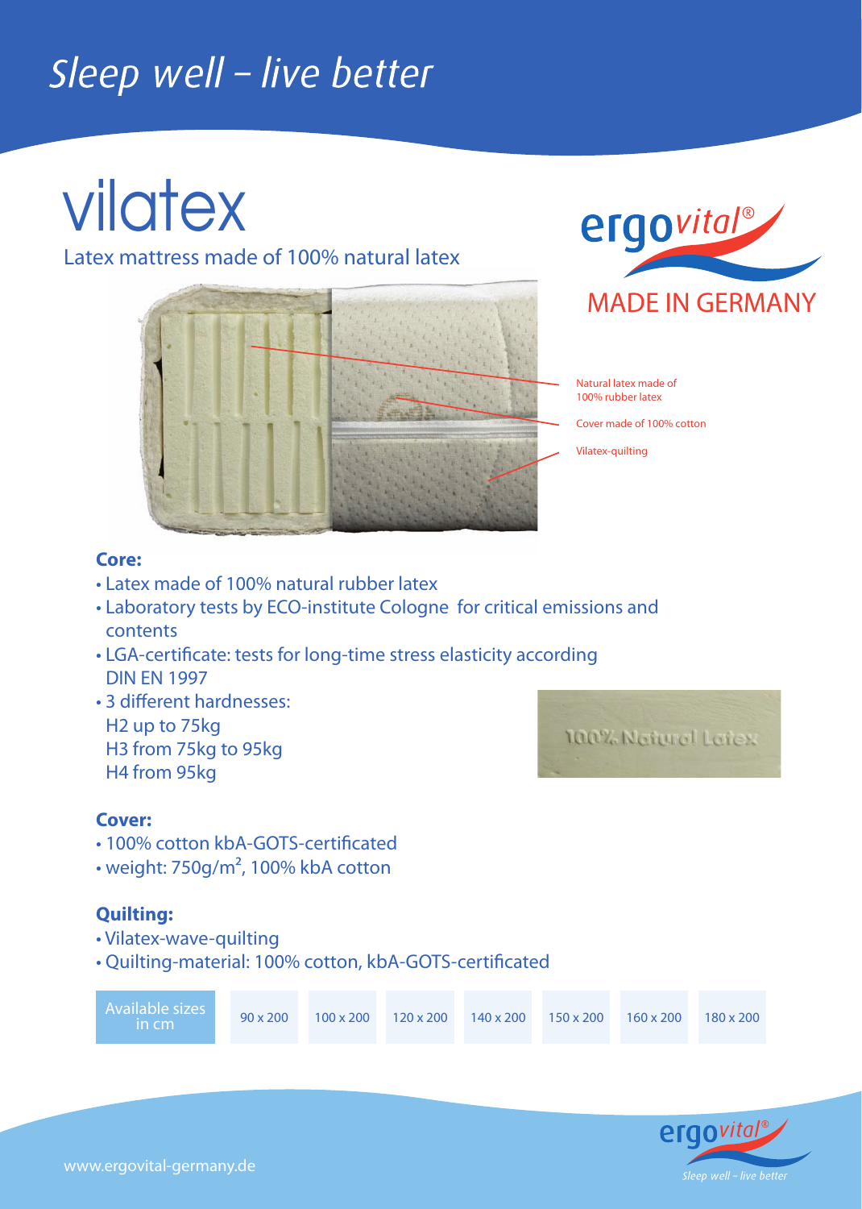# Sleep well – live better

## vilatex

Latex mattress made of 100% natural latex

ergovital®

MADE IN GERMANY

Natural latex made of 100% rubber latex

Cover made of 100% cotton

Vilatex-quilting

**Core:**

- Latex made of 100% natural rubber latex
- Laboratory tests by ECO-institute Cologne for critical emissions and contents
- LGA-certificate: tests for long-time stress elasticity according DIN EN 1997
- 3 different hardnesses:
  H2 up to 75kg
  H3 from 75kg to 95kg
  H4 from 95kg

100% Natural Latex

**Cover:**

- 100% cotton kbA-GOTS-certificated
- weight: 750g/m², 100% kbA cotton

**Quilting:**

- Vilatex-wave-quilting
- Quilting-material: 100% cotton, kbA-GOTS-certificated

| Available sizes in cm | 90 x 200 | 100 x 200 | 120 x 200 | 140 x 200 | 150 x 200 | 160 x 200 | 180 x 200 |
|---|---|---|---|---|---|---|---|

www.ergovital-germany.de

ergovital® Sleep well – live better